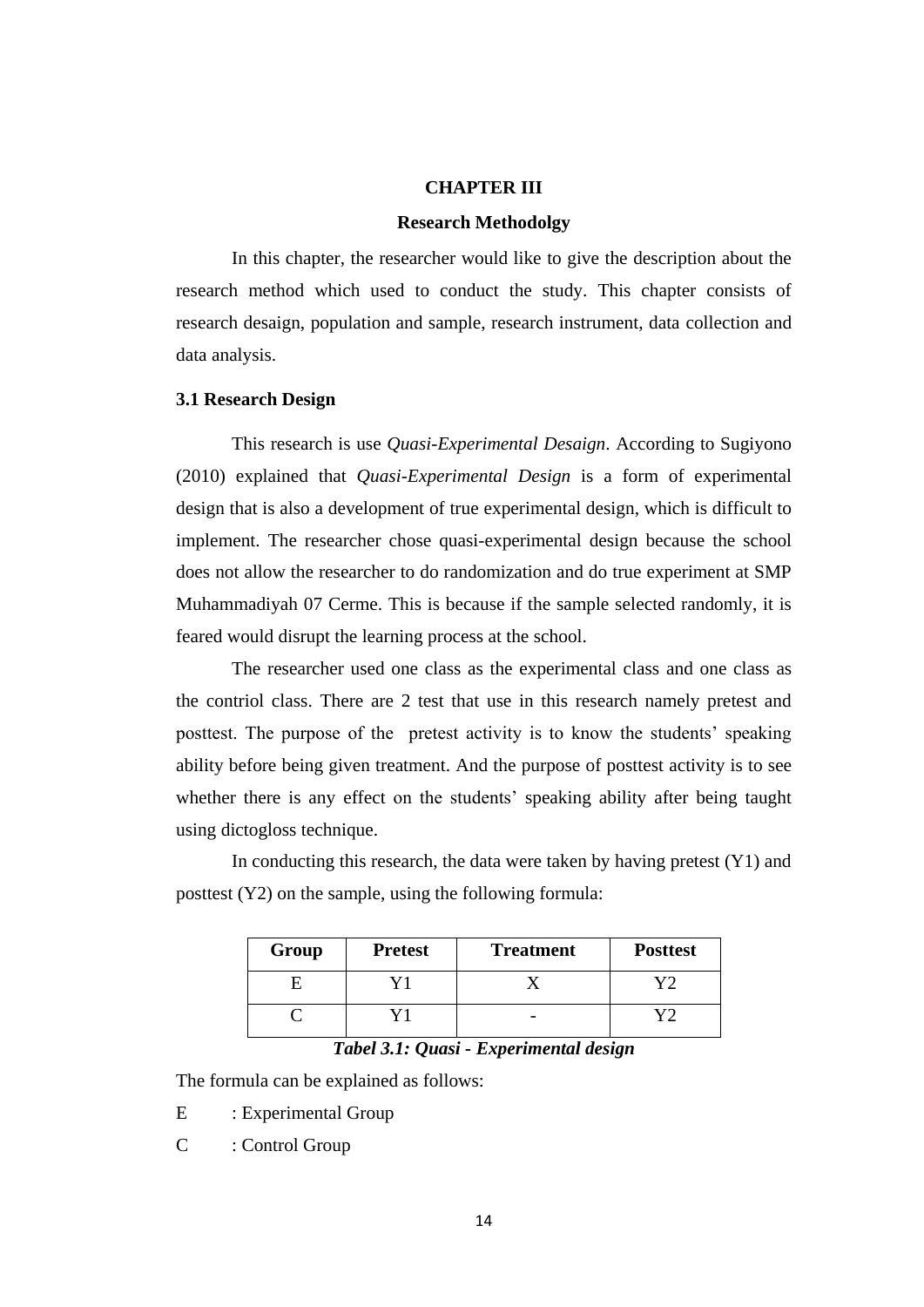# CHAPTER III

## Research Methodolgy

In this chapter, the researcher would like to give the description about the research method which used to conduct the study. This chapter consists of research desaign, population and sample, research instrument, data collection and data analysis.

### 3.1 Research Design

This research is use *Quasi-Experimental Desaign*. According to Sugiyono (2010) explained that *Quasi-Experimental Design* is a form of experimental design that is also a development of true experimental design, which is difficult to implement. The researcher chose quasi-experimental design because the school does not allow the researcher to do randomization and do true experiment at SMP Muhammadiyah 07 Cerme. This is because if the sample selected randomly, it is feared would disrupt the learning process at the school.

The researcher used one class as the experimental class and one class as the contriol class. There are 2 test that use in this research namely pretest and posttest. The purpose of the pretest activity is to know the students' speaking ability before being given treatment. And the purpose of posttest activity is to see whether there is any effect on the students' speaking ability after being taught using dictogloss technique.

In conducting this research, the data were taken by having pretest (Y1) and posttest (Y2) on the sample, using the following formula:

| Group | Pretest | Treatment | Posttest |
|---|---|---|---|
| E | Y1 | X | Y2 |
| C | Y1 | - | Y2 |

***Tabel 3.1: Quasi - Experimental design***

The formula can be explained as follows:

E : Experimental Group

C : Control Group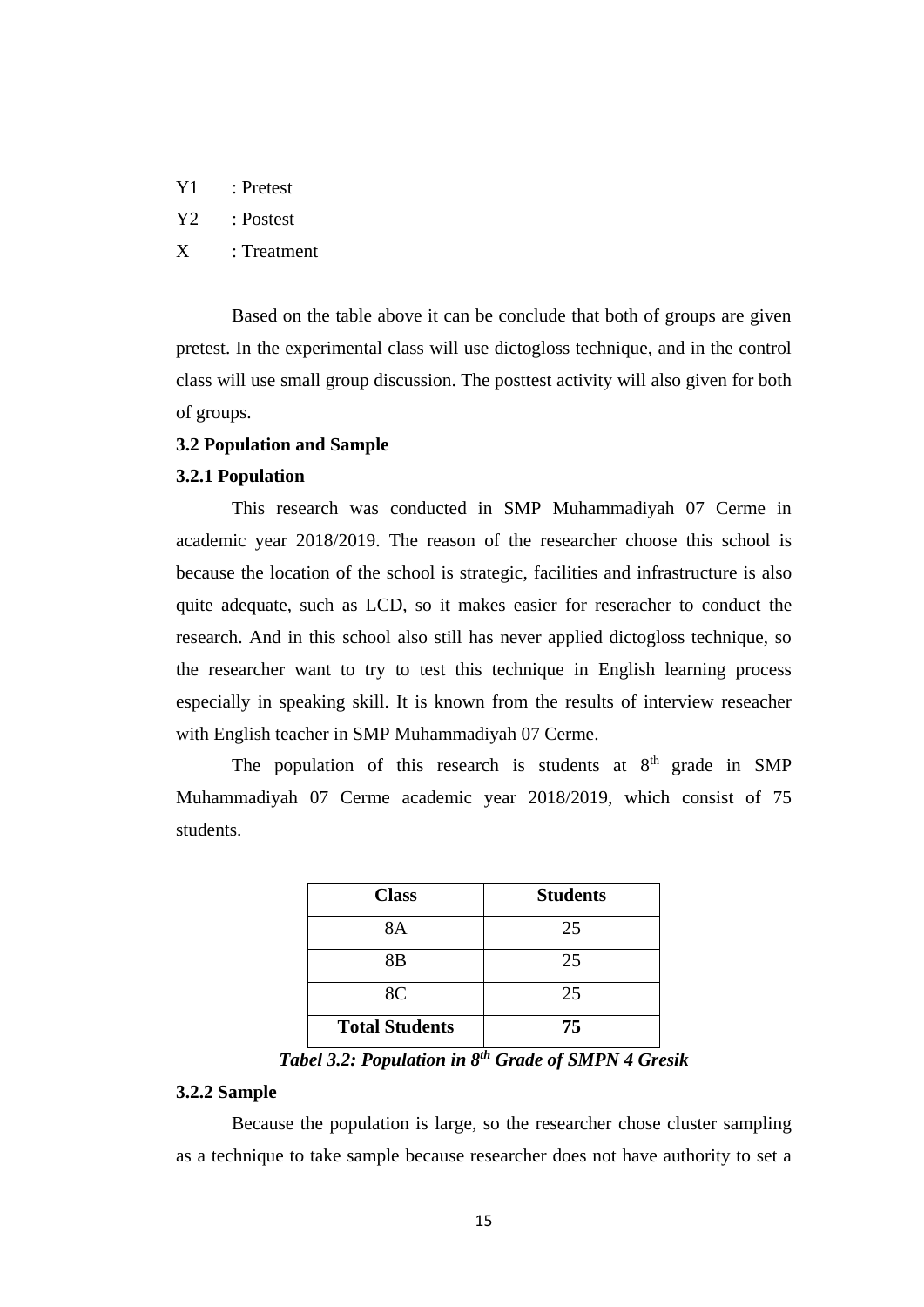Y1 : Pretest

Y2 : Postest

X : Treatment

Based on the table above it can be conclude that both of groups are given pretest. In the experimental class will use dictogloss technique, and in the control class will use small group discussion. The posttest activity will also given for both of groups.

### 3.2 Population and Sample

#### 3.2.1 Population

This research was conducted in SMP Muhammadiyah 07 Cerme in academic year 2018/2019. The reason of the researcher choose this school is because the location of the school is strategic, facilities and infrastructure is also quite adequate, such as LCD, so it makes easier for reseracher to conduct the research. And in this school also still has never applied dictogloss technique, so the researcher want to try to test this technique in English learning process especially in speaking skill. It is known from the results of interview reseacher with English teacher in SMP Muhammadiyah 07 Cerme.

The population of this research is students at 8th grade in SMP Muhammadiyah 07 Cerme academic year 2018/2019, which consist of 75 students.

| Class | Students |
|---|---|
| 8A | 25 |
| 8B | 25 |
| 8C | 25 |
| **Total Students** | **75** |

***Tabel 3.2: Population in 8th Grade of SMPN 4 Gresik***

#### 3.2.2 Sample

Because the population is large, so the researcher chose cluster sampling as a technique to take sample because researcher does not have authority to set a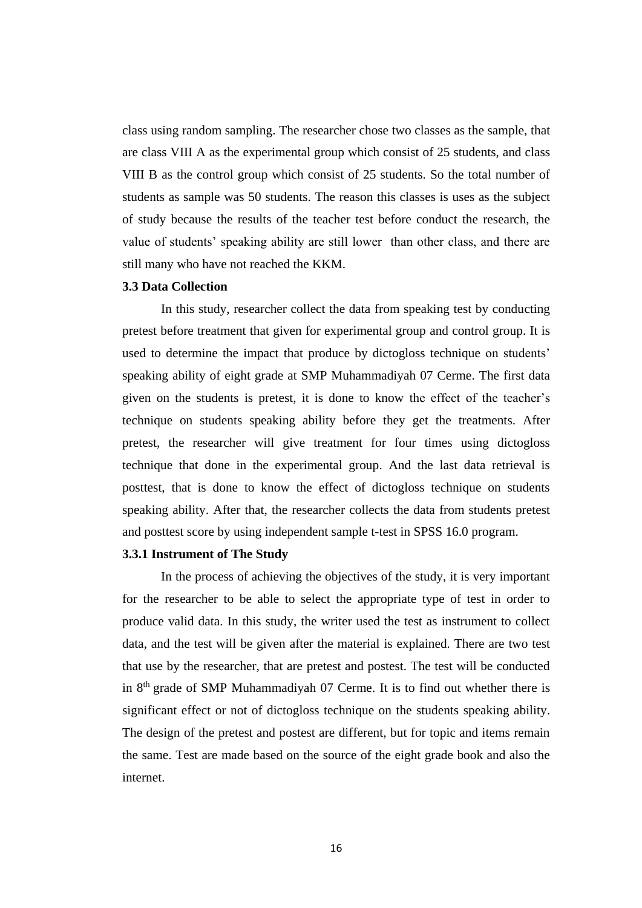class using random sampling. The researcher chose two classes as the sample, that are class VIII A as the experimental group which consist of 25 students, and class VIII B as the control group which consist of 25 students. So the total number of students as sample was 50 students. The reason this classes is uses as the subject of study because the results of the teacher test before conduct the research, the value of students' speaking ability are still lower than other class, and there are still many who have not reached the KKM.

### 3.3 Data Collection

In this study, researcher collect the data from speaking test by conducting pretest before treatment that given for experimental group and control group. It is used to determine the impact that produce by dictogloss technique on students' speaking ability of eight grade at SMP Muhammadiyah 07 Cerme. The first data given on the students is pretest, it is done to know the effect of the teacher's technique on students speaking ability before they get the treatments. After pretest, the researcher will give treatment for four times using dictogloss technique that done in the experimental group. And the last data retrieval is posttest, that is done to know the effect of dictogloss technique on students speaking ability. After that, the researcher collects the data from students pretest and posttest score by using independent sample t-test in SPSS 16.0 program.

#### 3.3.1 Instrument of The Study

In the process of achieving the objectives of the study, it is very important for the researcher to be able to select the appropriate type of test in order to produce valid data. In this study, the writer used the test as instrument to collect data, and the test will be given after the material is explained. There are two test that use by the researcher, that are pretest and postest. The test will be conducted in 8th grade of SMP Muhammadiyah 07 Cerme. It is to find out whether there is significant effect or not of dictogloss technique on the students speaking ability. The design of the pretest and postest are different, but for topic and items remain the same. Test are made based on the source of the eight grade book and also the internet.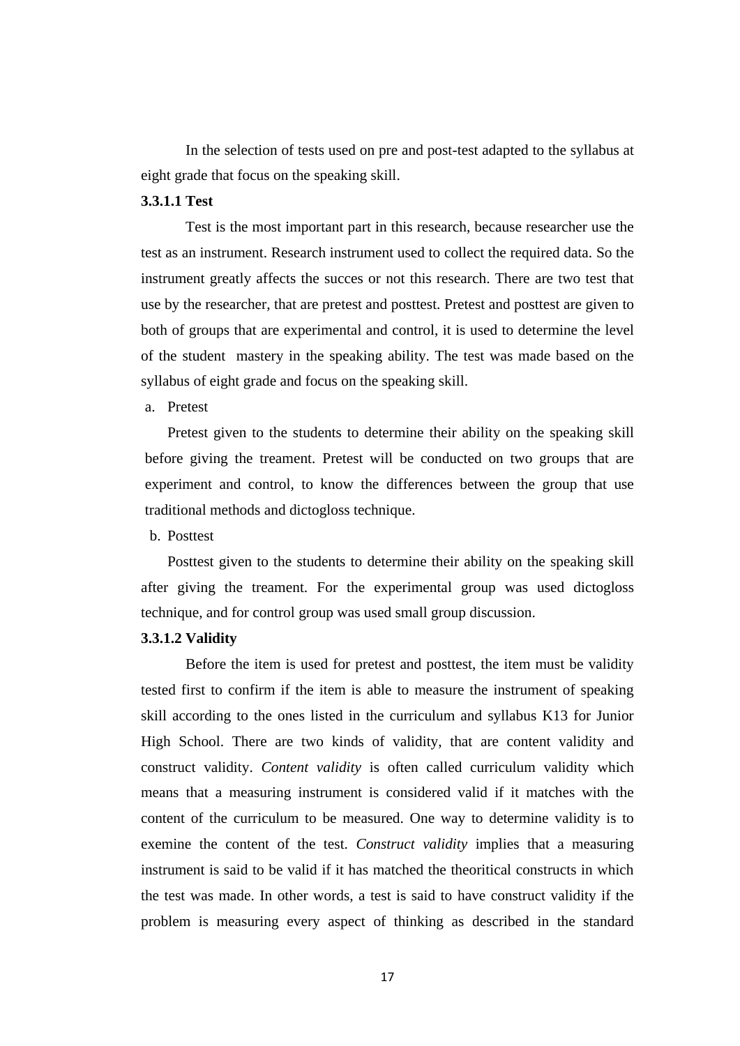In the selection of tests used on pre and post-test adapted to the syllabus at eight grade that focus on the speaking skill.

**3.3.1.1 Test**

Test is the most important part in this research, because researcher use the test as an instrument. Research instrument used to collect the required data. So the instrument greatly affects the succes or not this research. There are two test that use by the researcher, that are pretest and posttest. Pretest and posttest are given to both of groups that are experimental and control, it is used to determine the level of the student mastery in the speaking ability. The test was made based on the syllabus of eight grade and focus on the speaking skill.

a. Pretest

Pretest given to the students to determine their ability on the speaking skill before giving the treament. Pretest will be conducted on two groups that are experiment and control, to know the differences between the group that use traditional methods and dictogloss technique.

b. Posttest

Posttest given to the students to determine their ability on the speaking skill after giving the treament. For the experimental group was used dictogloss technique, and for control group was used small group discussion.

**3.3.1.2 Validity**

Before the item is used for pretest and posttest, the item must be validity tested first to confirm if the item is able to measure the instrument of speaking skill according to the ones listed in the curriculum and syllabus K13 for Junior High School. There are two kinds of validity, that are content validity and construct validity. *Content validity* is often called curriculum validity which means that a measuring instrument is considered valid if it matches with the content of the curriculum to be measured. One way to determine validity is to exemine the content of the test. *Construct validity* implies that a measuring instrument is said to be valid if it has matched the theoritical constructs in which the test was made. In other words, a test is said to have construct validity if the problem is measuring every aspect of thinking as described in the standard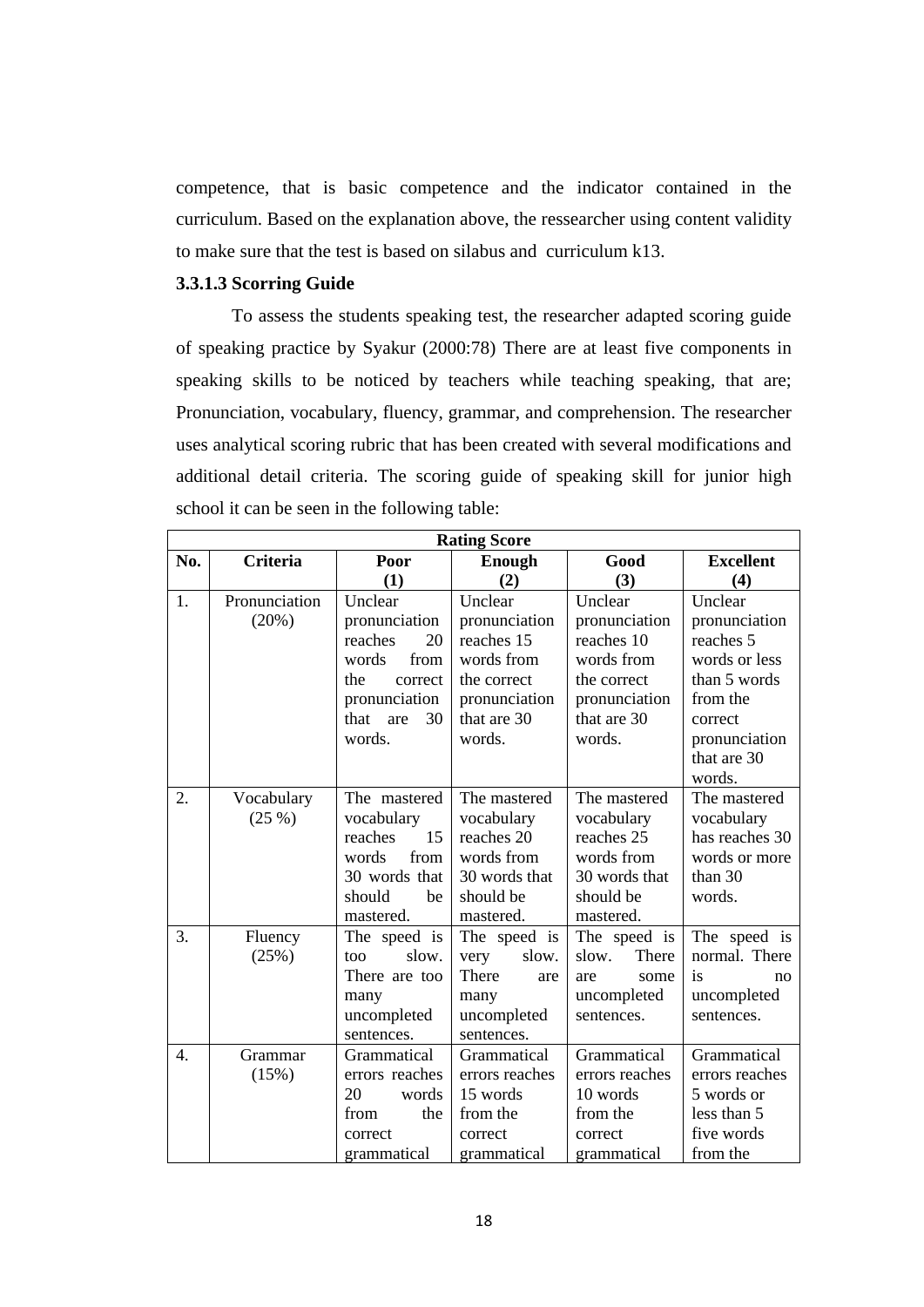competence, that is basic competence and the indicator contained in the curriculum. Based on the explanation above, the ressearcher using content validity to make sure that the test is based on silabus and curriculum k13.

### 3.3.1.3 Scorring Guide

To assess the students speaking test, the researcher adapted scoring guide of speaking practice by Syakur (2000:78) There are at least five components in speaking skills to be noticed by teachers while teaching speaking, that are; Pronunciation, vocabulary, fluency, grammar, and comprehension. The researcher uses analytical scoring rubric that has been created with several modifications and additional detail criteria. The scoring guide of speaking skill for junior high school it can be seen in the following table:

| Rating Score | | | | | |
|---|---|---|---|---|---|
| **No.** | **Criteria** | **Poor (1)** | **Enough (2)** | **Good (3)** | **Excellent (4)** |
| 1. | Pronunciation (20%) | Unclear pronunciation reaches 20 words from the correct pronunciation that are 30 words. | Unclear pronunciation reaches 15 words from the correct pronunciation that are 30 words. | Unclear pronunciation reaches 10 words from the correct pronunciation that are 30 words. | Unclear pronunciation reaches 5 words or less than 5 words from the correct pronunciation that are 30 words. |
| 2. | Vocabulary (25 %) | The mastered vocabulary reaches 15 words from 30 words that should be mastered. | The mastered vocabulary reaches 20 words from 30 words that should be mastered. | The mastered vocabulary reaches 25 words from 30 words that should be mastered. | The mastered vocabulary has reaches 30 words or more than 30 words. |
| 3. | Fluency (25%) | The speed is too slow. There are too many uncompleted sentences. | The speed is very slow. There are many uncompleted sentences. | The speed is slow. There are some uncompleted sentences. | The speed is normal. There is no uncompleted sentences. |
| 4. | Grammar (15%) | Grammatical errors reaches 20 words from the correct grammatical | Grammatical errors reaches 15 words from the correct grammatical | Grammatical errors reaches 10 words from the correct grammatical | Grammatical errors reaches 5 words or less than 5 five words from the |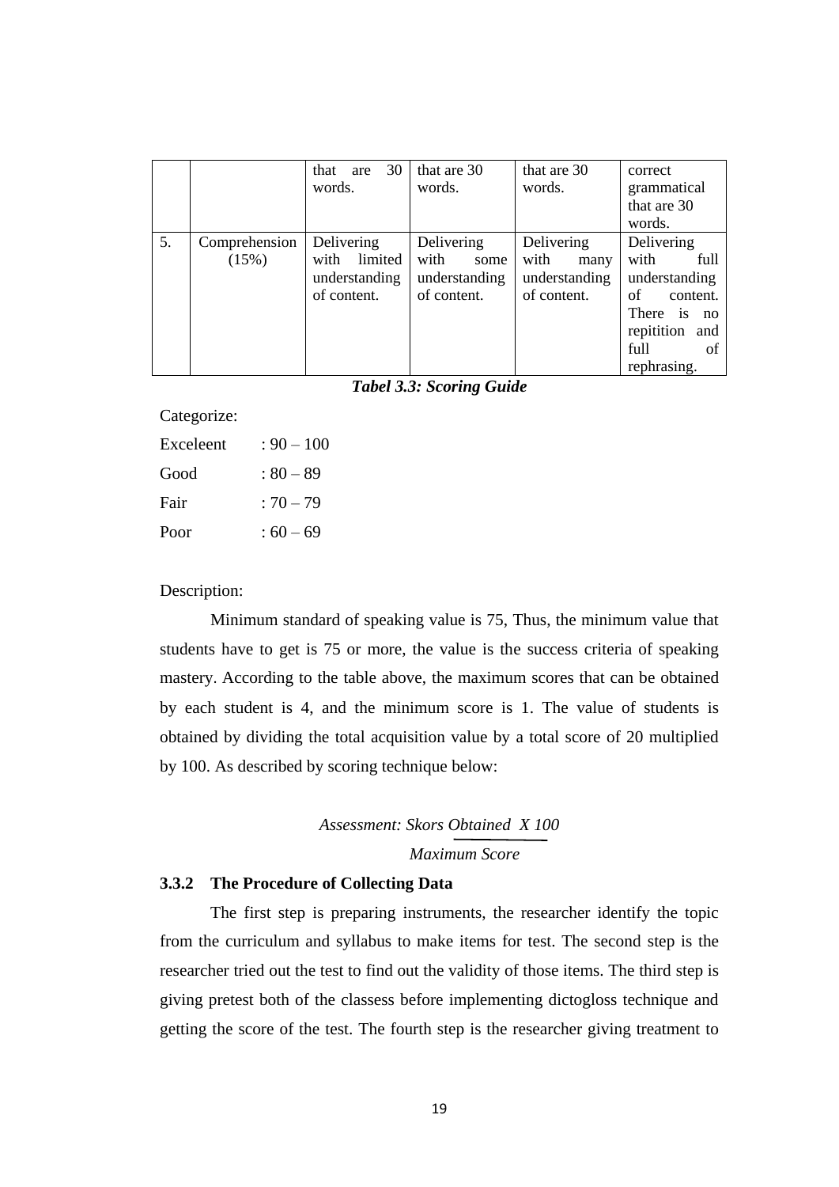|  |  | that are 30 words. | that are 30 words. | that are 30 words. | correct grammatical that are 30 words. |
|---|---|---|---|---|---|
| 5. | Comprehension (15%) | Delivering with limited understanding of content. | Delivering with some understanding of content. | Delivering with many understanding of content. | Delivering with full understanding of content. There is no repitition and full of rephrasing. |

***Tabel 3.3: Scoring Guide***

Categorize:

Exceleent : 90 – 100

Good : 80 – 89

Fair : 70 – 79

Poor : 60 – 69

Description:

Minimum standard of speaking value is 75, Thus, the minimum value that students have to get is 75 or more, the value is the success criteria of speaking mastery. According to the table above, the maximum scores that can be obtained by each student is 4, and the minimum score is 1. The value of students is obtained by dividing the total acquisition value by a total score of 20 multiplied by 100. As described by scoring technique below:

$$\text{Assessment: } \frac{\text{Skors Obtained}}{\text{Maximum Score}} \times 100$$

### 3.3.2 The Procedure of Collecting Data

The first step is preparing instruments, the researcher identify the topic from the curriculum and syllabus to make items for test. The second step is the researcher tried out the test to find out the validity of those items. The third step is giving pretest both of the classess before implementing dictogloss technique and getting the score of the test. The fourth step is the researcher giving treatment to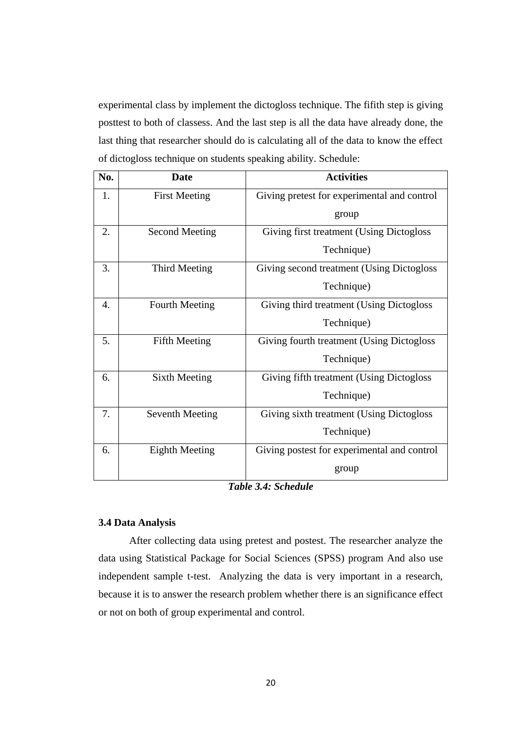experimental class by implement the dictogloss technique. The fifith step is giving posttest to both of classess. And the last step is all the data have already done, the last thing that researcher should do is calculating all of the data to know the effect of dictogloss technique on students speaking ability. Schedule:

| No. | Date | Activities |
|---|---|---|
| 1. | First Meeting | Giving pretest for experimental and control group |
| 2. | Second Meeting | Giving first treatment (Using Dictogloss Technique) |
| 3. | Third Meeting | Giving second treatment (Using Dictogloss Technique) |
| 4. | Fourth Meeting | Giving third treatment (Using Dictogloss Technique) |
| 5. | Fifth Meeting | Giving fourth treatment (Using Dictogloss Technique) |
| 6. | Sixth Meeting | Giving fifth treatment (Using Dictogloss Technique) |
| 7. | Seventh Meeting | Giving sixth treatment (Using Dictogloss Technique) |
| 6. | Eighth Meeting | Giving postest for experimental and control group |

***Table 3.4: Schedule***

### 3.4 Data Analysis

After collecting data using pretest and postest. The researcher analyze the data using Statistical Package for Social Sciences (SPSS) program And also use independent sample t-test. Analyzing the data is very important in a research, because it is to answer the research problem whether there is an significance effect or not on both of group experimental and control.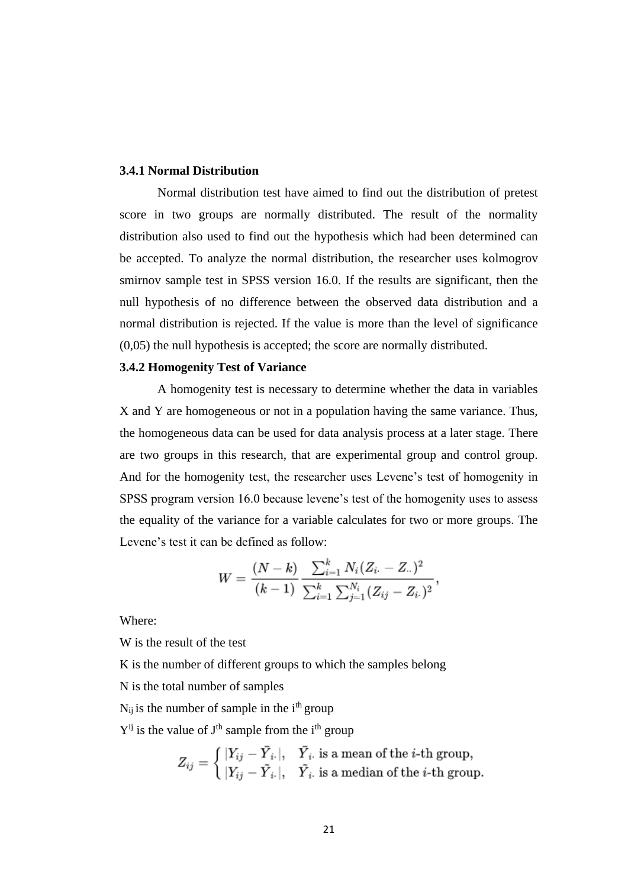### 3.4.1 Normal Distribution

Normal distribution test have aimed to find out the distribution of pretest score in two groups are normally distributed. The result of the normality distribution also used to find out the hypothesis which had been determined can be accepted. To analyze the normal distribution, the researcher uses kolmogrov smirnov sample test in SPSS version 16.0. If the results are significant, then the null hypothesis of no difference between the observed data distribution and a normal distribution is rejected. If the value is more than the level of significance (0,05) the null hypothesis is accepted; the score are normally distributed.

### 3.4.2 Homogenity Test of Variance

A homogenity test is necessary to determine whether the data in variables X and Y are homogeneous or not in a population having the same variance. Thus, the homogeneous data can be used for data analysis process at a later stage. There are two groups in this research, that are experimental group and control group. And for the homogenity test, the researcher uses Levene's test of homogenity in SPSS program version 16.0 because levene's test of the homogenity uses to assess the equality of the variance for a variable calculates for two or more groups. The Levene's test it can be defined as follow:

$$W = \frac{(N-k)}{(k-1)} \frac{\sum_{i=1}^{k} N_i (Z_{i\cdot} - Z_{\cdot\cdot})^2}{\sum_{i=1}^{k} \sum_{j=1}^{N_i} (Z_{ij} - Z_{i\cdot})^2},$$

Where:

W is the result of the test

K is the number of different groups to which the samples belong

N is the total number of samples

$N_{ij}$ is the number of sample in the $i^{th}$ group

$Y^{ij}$ is the value of $J^{th}$ sample from the $i^{th}$ group

$$Z_{ij} = \begin{cases} |Y_{ij} - \bar{Y}_{i\cdot}|, & \bar{Y}_{i\cdot} \text{ is a mean of the } i\text{-th group,} \\ |Y_{ij} - \tilde{Y}_{i\cdot}|, & \tilde{Y}_{i\cdot} \text{ is a median of the } i\text{-th group.} \end{cases}$$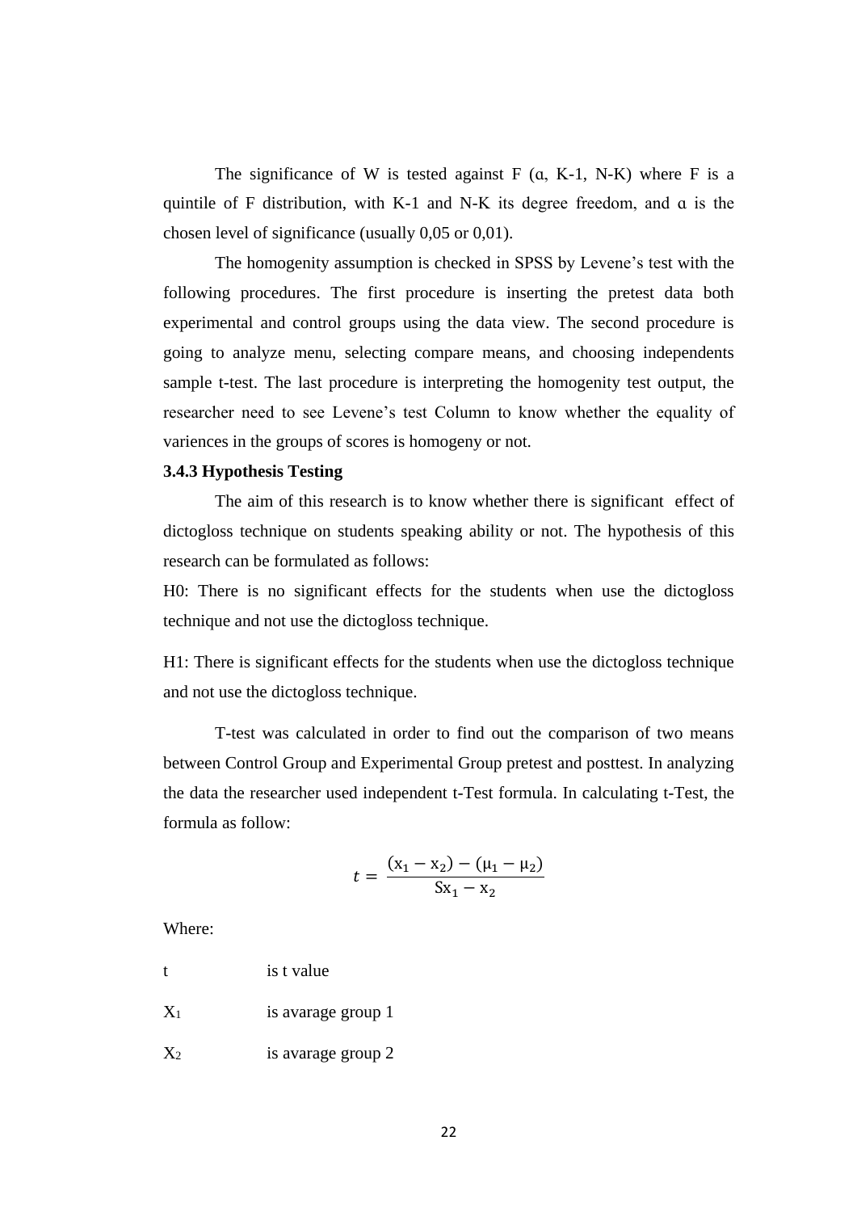The significance of W is tested against F (α, K-1, N-K) where F is a quintile of F distribution, with K-1 and N-K its degree freedom, and α is the chosen level of significance (usually 0,05 or 0,01).

The homogenity assumption is checked in SPSS by Levene's test with the following procedures. The first procedure is inserting the pretest data both experimental and control groups using the data view. The second procedure is going to analyze menu, selecting compare means, and choosing independents sample t-test. The last procedure is interpreting the homogenity test output, the researcher need to see Levene's test Column to know whether the equality of variences in the groups of scores is homogeny or not.

### 3.4.3 Hypothesis Testing

The aim of this research is to know whether there is significant effect of dictogloss technique on students speaking ability or not. The hypothesis of this research can be formulated as follows:

H0: There is no significant effects for the students when use the dictogloss technique and not use the dictogloss technique.

H1: There is significant effects for the students when use the dictogloss technique and not use the dictogloss technique.

T-test was calculated in order to find out the comparison of two means between Control Group and Experimental Group pretest and posttest. In analyzing the data the researcher used independent t-Test formula. In calculating t-Test, the formula as follow:

$$t = \frac{(\mathrm{x}_1 - \mathrm{x}_2) - (\mu_1 - \mu_2)}{\mathrm{Sx}_1 - \mathrm{x}_2}$$

Where:

t is t value

$X_1$ is avarage group 1

$X_2$ is avarage group 2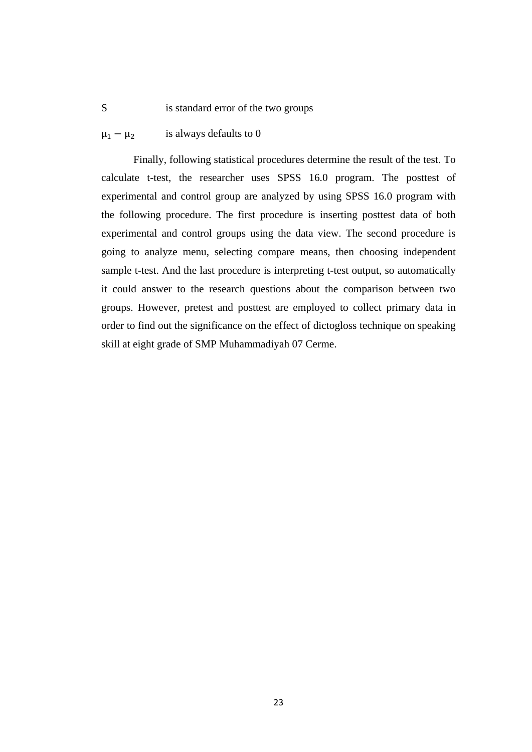S is standard error of the two groups

$\mu_1 - \mu_2$ is always defaults to 0

Finally, following statistical procedures determine the result of the test. To calculate t-test, the researcher uses SPSS 16.0 program. The posttest of experimental and control group are analyzed by using SPSS 16.0 program with the following procedure. The first procedure is inserting posttest data of both experimental and control groups using the data view. The second procedure is going to analyze menu, selecting compare means, then choosing independent sample t-test. And the last procedure is interpreting t-test output, so automatically it could answer to the research questions about the comparison between two groups. However, pretest and posttest are employed to collect primary data in order to find out the significance on the effect of dictogloss technique on speaking skill at eight grade of SMP Muhammadiyah 07 Cerme.